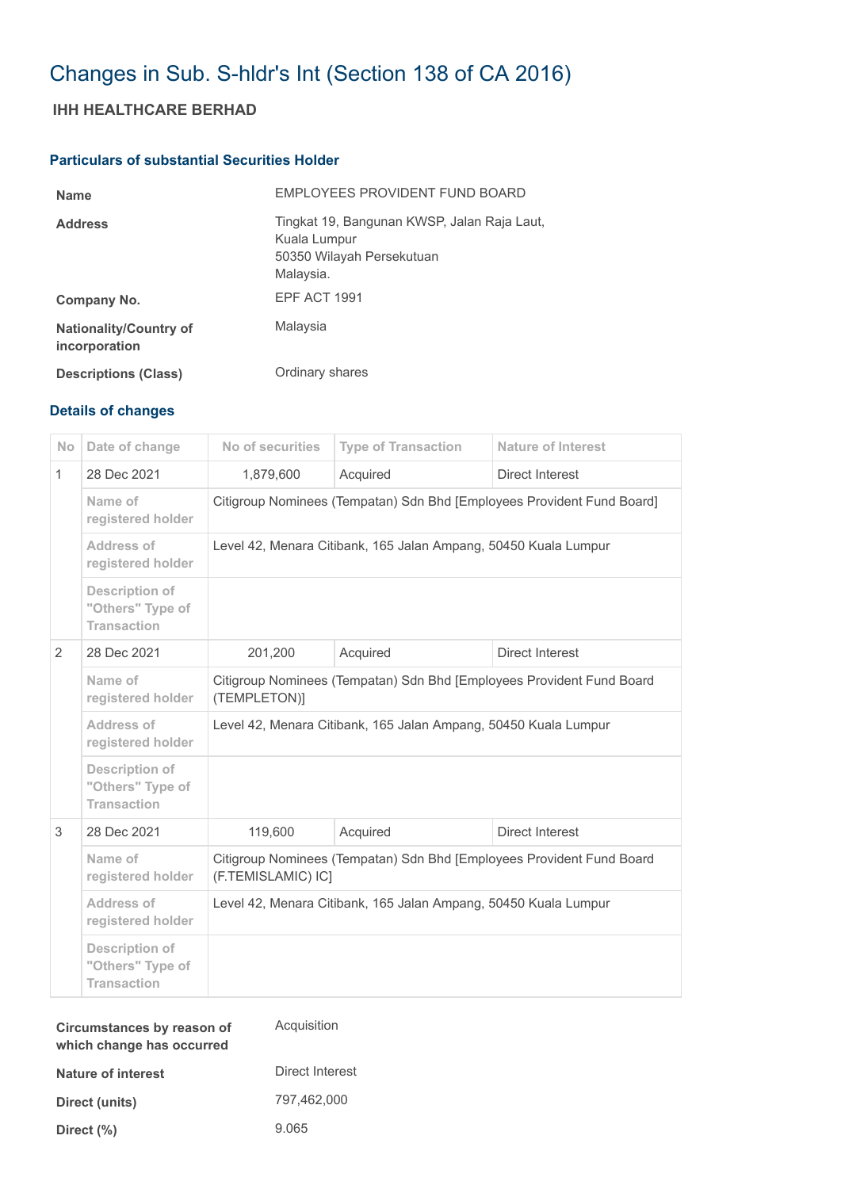# Changes in Sub. S-hldr's Int (Section 138 of CA 2016)

## IHH HEALTHCARE BERHAD

### Particulars of substantial Securities Holder

| | |
|---|---|
| **Name** | EMPLOYEES PROVIDENT FUND BOARD |
| **Address** | Tingkat 19, Bangunan KWSP, Jalan Raja Laut,<br>Kuala Lumpur<br>50350 Wilayah Persekutuan<br>Malaysia. |
| **Company No.** | EPF ACT 1991 |
| **Nationality/Country of incorporation** | Malaysia |
| **Descriptions (Class)** | Ordinary shares |

### Details of changes

| No | Date of change | No of securities | Type of Transaction | Nature of Interest |
|---|---|---|---|---|
| 1 | 28 Dec 2021 | 1,879,600 | Acquired | Direct Interest |
| | Name of registered holder | Citigroup Nominees (Tempatan) Sdn Bhd [Employees Provident Fund Board] | | |
| | Address of registered holder | Level 42, Menara Citibank, 165 Jalan Ampang, 50450 Kuala Lumpur | | |
| | Description of "Others" Type of Transaction | | | |
| 2 | 28 Dec 2021 | 201,200 | Acquired | Direct Interest |
| | Name of registered holder | Citigroup Nominees (Tempatan) Sdn Bhd [Employees Provident Fund Board (TEMPLETON)] | | |
| | Address of registered holder | Level 42, Menara Citibank, 165 Jalan Ampang, 50450 Kuala Lumpur | | |
| | Description of "Others" Type of Transaction | | | |
| 3 | 28 Dec 2021 | 119,600 | Acquired | Direct Interest |
| | Name of registered holder | Citigroup Nominees (Tempatan) Sdn Bhd [Employees Provident Fund Board (F.TEMISLAMIC) IC] | | |
| | Address of registered holder | Level 42, Menara Citibank, 165 Jalan Ampang, 50450 Kuala Lumpur | | |
| | Description of "Others" Type of Transaction | | | |

| | |
|---|---|
| **Circumstances by reason of which change has occurred** | Acquisition |
| **Nature of interest** | Direct Interest |
| **Direct (units)** | 797,462,000 |
| **Direct (%)** | 9.065 |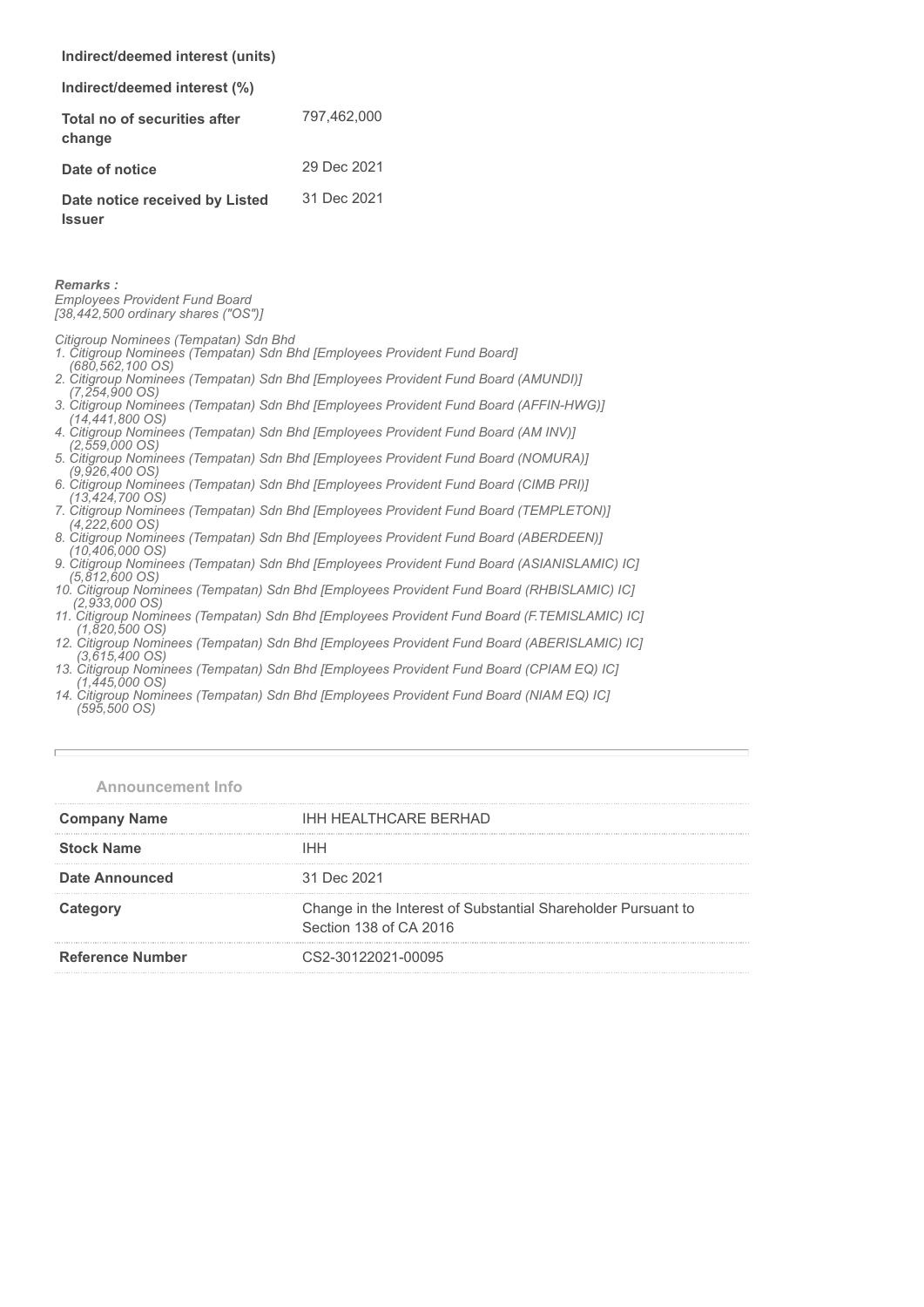| | |
|---|---|
| **Indirect/deemed interest (units)** | |
| **Indirect/deemed interest (%)** | |
| **Total no of securities after change** | 797,462,000 |
| **Date of notice** | 29 Dec 2021 |
| **Date notice received by Listed Issuer** | 31 Dec 2021 |

***Remarks :***

*Employees Provident Fund Board*
*[38,442,500 ordinary shares ("OS")]*

*Citigroup Nominees (Tempatan) Sdn Bhd*

1. *Citigroup Nominees (Tempatan) Sdn Bhd [Employees Provident Fund Board] (680,562,100 OS)*
2. *Citigroup Nominees (Tempatan) Sdn Bhd [Employees Provident Fund Board (AMUNDI)] (7,254,900 OS)*
3. *Citigroup Nominees (Tempatan) Sdn Bhd [Employees Provident Fund Board (AFFIN-HWG)] (14,441,800 OS)*
4. *Citigroup Nominees (Tempatan) Sdn Bhd [Employees Provident Fund Board (AM INV)] (2,559,000 OS)*
5. *Citigroup Nominees (Tempatan) Sdn Bhd [Employees Provident Fund Board (NOMURA)] (9,926,400 OS)*
6. *Citigroup Nominees (Tempatan) Sdn Bhd [Employees Provident Fund Board (CIMB PRI)] (13,424,700 OS)*
7. *Citigroup Nominees (Tempatan) Sdn Bhd [Employees Provident Fund Board (TEMPLETON)] (4,222,600 OS)*
8. *Citigroup Nominees (Tempatan) Sdn Bhd [Employees Provident Fund Board (ABERDEEN)] (10,406,000 OS)*
9. *Citigroup Nominees (Tempatan) Sdn Bhd [Employees Provident Fund Board (ASIANISLAMIC) IC] (5,812,600 OS)*
10. *Citigroup Nominees (Tempatan) Sdn Bhd [Employees Provident Fund Board (RHBISLAMIC) IC] (2,933,000 OS)*
11. *Citigroup Nominees (Tempatan) Sdn Bhd [Employees Provident Fund Board (F.TEMISLAMIC) IC] (1,820,500 OS)*
12. *Citigroup Nominees (Tempatan) Sdn Bhd [Employees Provident Fund Board (ABERISLAMIC) IC] (3,615,400 OS)*
13. *Citigroup Nominees (Tempatan) Sdn Bhd [Employees Provident Fund Board (CPIAM EQ) IC] (1,445,000 OS)*
14. *Citigroup Nominees (Tempatan) Sdn Bhd [Employees Provident Fund Board (NIAM EQ) IC] (595,500 OS)*

## Announcement Info

| | |
|---|---|
| **Company Name** | IHH HEALTHCARE BERHAD |
| **Stock Name** | IHH |
| **Date Announced** | 31 Dec 2021 |
| **Category** | Change in the Interest of Substantial Shareholder Pursuant to Section 138 of CA 2016 |
| **Reference Number** | CS2-30122021-00095 |